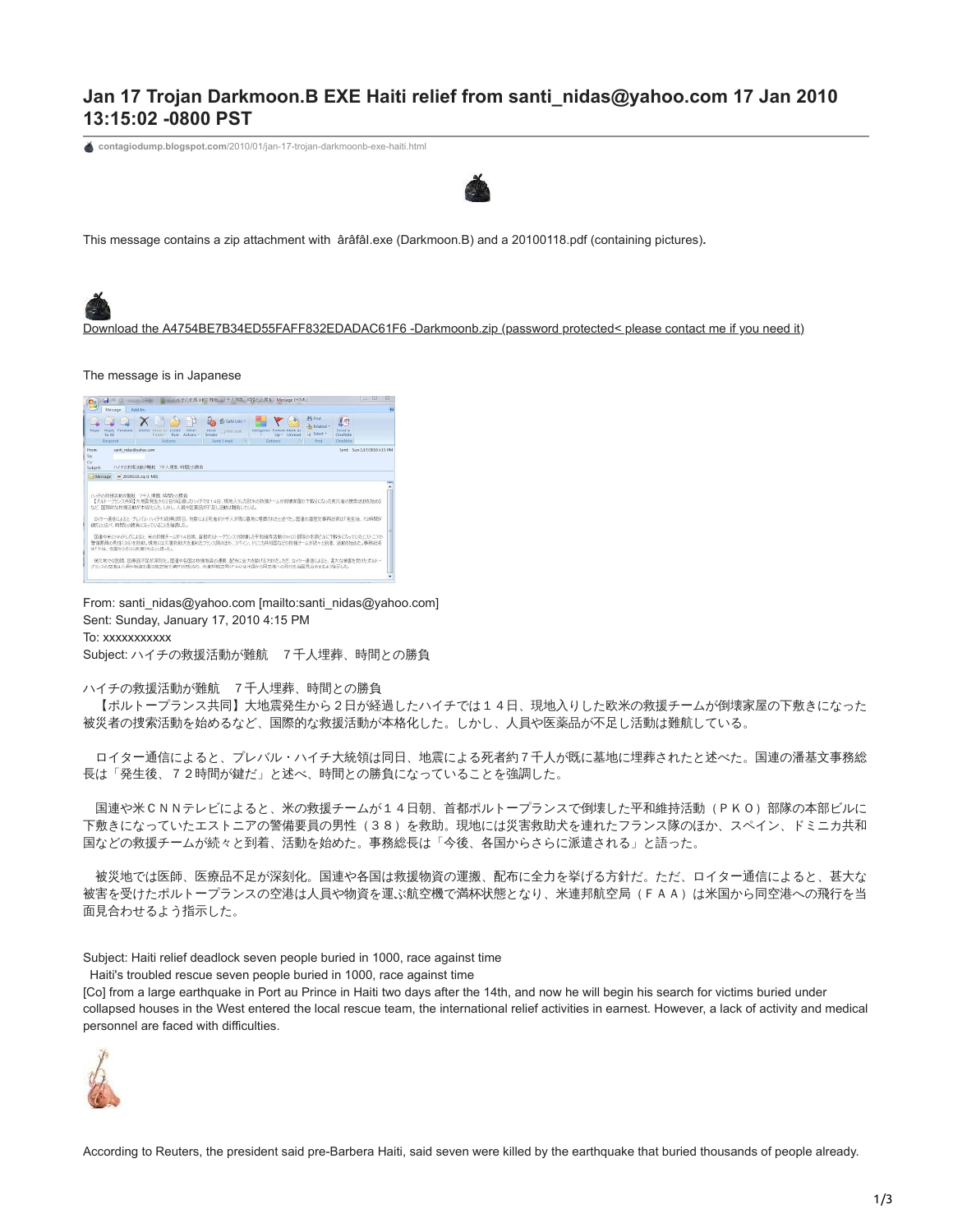# Jan 17 Trojan Darkmoon.B EXE Haiti relief from santi_nidas@yahoo.com 17 Jan 2010 13:15:02 -0800 PST

contagiodump.blogspot.com/2010/01/jan-17-trojan-darkmoonb-exe-haiti.html

This message contains a zip attachment with âràfâl.exe (Darkmoon.B) and a 20100118.pdf (containing pictures).

Download the A4754BE7B34ED55FAFF832EDADAC61F6 -Darkmoonb.zip (password protected< please contact me if you need it)

The message is in Japanese

From: santi_nidas@yahoo.com [mailto:santi_nidas@yahoo.com]
Sent: Sunday, January 17, 2010 4:15 PM
To: xxxxxxxxxxx
Subject: ハイチの救援活動が難航　７千人埋葬、時間との勝負

ハイチの救援活動が難航　７千人埋葬、時間との勝負
【ポルトープランス共同】大地震発生から２日が経過したハイチでは１４日、現地入りした欧米の救援チームが倒壊家屋の下敷きになった被災者の捜索活動を始めるなど、国際的な救援活動が本格化した。しかし、人員や医薬品が不足し活動は難航している。

ロイター通信によると、プレバル・ハイチ大統領は同日、地震による死者約７千人が既に墓地に埋葬されたと述べた。国連の潘基文事務総長は「発生後、７２時間が鍵だ」と述べ、時間との勝負になっていることを強調した。

国連や米ＣＮＮテレビによると、米の救援チームが１４日朝、首都ポルトープランスで倒壊した平和維持活動（ＰＫＯ）部隊の本部ビルに下敷きになっていたエストニアの警備要員の男性（３８）を救助。現地には災害救助犬を連れたフランス隊のほか、スペイン、ドミニカ共和国などの救援チームが続々と到着、活動を始めた。事務総長は「今後、各国からさらに派遣される」と語った。

被災地では医師、医療品不足が深刻化。国連や各国は救援物資の運搬、配布に全力を挙げる方針だ。ただ、ロイター通信によると、甚大な被害を受けたポルトープランスの空港は人員や物資を運ぶ航空機で満杯状態となり、米連邦航空局（ＦＡＡ）は米国から同空港への飛行を当面見合わせるよう指示した。

Subject: Haiti relief deadlock seven people buried in 1000, race against time
Haiti's troubled rescue seven people buried in 1000, race against time
[Co] from a large earthquake in Port au Prince in Haiti two days after the 14th, and now he will begin his search for victims buried under collapsed houses in the West entered the local rescue team, the international relief activities in earnest. However, a lack of activity and medical personnel are faced with difficulties.

According to Reuters, the president said pre-Barbera Haiti, said seven were killed by the earthquake that buried thousands of people already.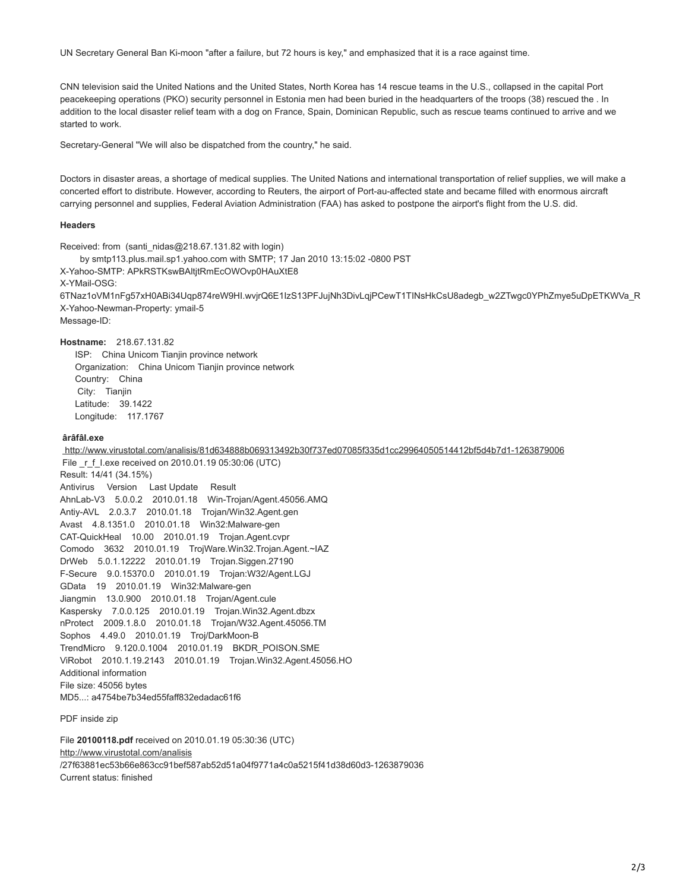UN Secretary General Ban Ki-moon "after a failure, but 72 hours is key," and emphasized that it is a race against time.

CNN television said the United Nations and the United States, North Korea has 14 rescue teams in the U.S., collapsed in the capital Port peacekeeping operations (PKO) security personnel in Estonia men had been buried in the headquarters of the troops (38) rescued the . In addition to the local disaster relief team with a dog on France, Spain, Dominican Republic, such as rescue teams continued to arrive and we started to work.

Secretary-General "We will also be dispatched from the country," he said.

Doctors in disaster areas, a shortage of medical supplies. The United Nations and international transportation of relief supplies, we will make a concerted effort to distribute. However, according to Reuters, the airport of Port-au-affected state and became filled with enormous aircraft carrying personnel and supplies, Federal Aviation Administration (FAA) has asked to postpone the airport's flight from the U.S. did.

**Headers**

Received: from (santi_nidas@218.67.131.82 with login)
by smtp113.plus.mail.sp1.yahoo.com with SMTP; 17 Jan 2010 13:15:02 -0800 PST
X-Yahoo-SMTP: APkRSTKswBAltjtRmEcOWOvp0HAuXtE8
X-YMail-OSG:
6TNaz1oVM1nFg57xH0ABi34Uqp874reW9HI.wvjrQ6E1lzS13PFJujNh3DivLqjPCewT1TINsHkCsU8adegb_w2ZTwgc0YPhZmye5uDpETKWVa_R
X-Yahoo-Newman-Property: ymail-5
Message-ID:

**Hostname:** 218.67.131.82
ISP: China Unicom Tianjin province network
Organization: China Unicom Tianjin province network
Country: China
City: Tianjin
Latitude: 39.1422
Longitude: 117.1767

**ârâfâl.exe**

http://www.virustotal.com/analisis/81d634888b069313492b30f737ed07085f335d1cc29964050514412bf5d4b7d1-1263879006
File _r_f_l.exe received on 2010.01.19 05:30:06 (UTC)
Result: 14/41 (34.15%)

| Antivirus | Version | Last Update | Result |
|---|---|---|---|
| AhnLab-V3 | 5.0.0.2 | 2010.01.18 | Win-Trojan/Agent.45056.AMQ |
| Antiy-AVL | 2.0.3.7 | 2010.01.18 | Trojan/Win32.Agent.gen |
| Avast | 4.8.1351.0 | 2010.01.18 | Win32:Malware-gen |
| CAT-QuickHeal | 10.00 | 2010.01.19 | Trojan.Agent.cvpr |
| Comodo | 3632 | 2010.01.19 | TrojWare.Win32.Trojan.Agent.~IAZ |
| DrWeb | 5.0.1.12222 | 2010.01.19 | Trojan.Siggen.27190 |
| F-Secure | 9.0.15370.0 | 2010.01.19 | Trojan:W32/Agent.LGJ |
| GData | 19 | 2010.01.19 | Win32:Malware-gen |
| Jiangmin | 13.0.900 | 2010.01.18 | Trojan/Agent.cule |
| Kaspersky | 7.0.0.125 | 2010.01.19 | Trojan.Win32.Agent.dbzx |
| nProtect | 2009.1.8.0 | 2010.01.18 | Trojan/W32.Agent.45056.TM |
| Sophos | 4.49.0 | 2010.01.19 | Troj/DarkMoon-B |
| TrendMicro | 9.120.0.1004 | 2010.01.19 | BKDR_POISON.SME |
| ViRobot | 2010.1.19.2143 | 2010.01.19 | Trojan.Win32.Agent.45056.HO |

Additional information
File size: 45056 bytes
MD5...: a4754be7b34ed55faff832edadac61f6

PDF inside zip

File **20100118.pdf** received on 2010.01.19 05:30:36 (UTC)
http://www.virustotal.com/analisis
/27f63881ec53b66e863cc91bef587ab52d51a04f9771a4c0a5215f41d38d60d3-1263879036
Current status: finished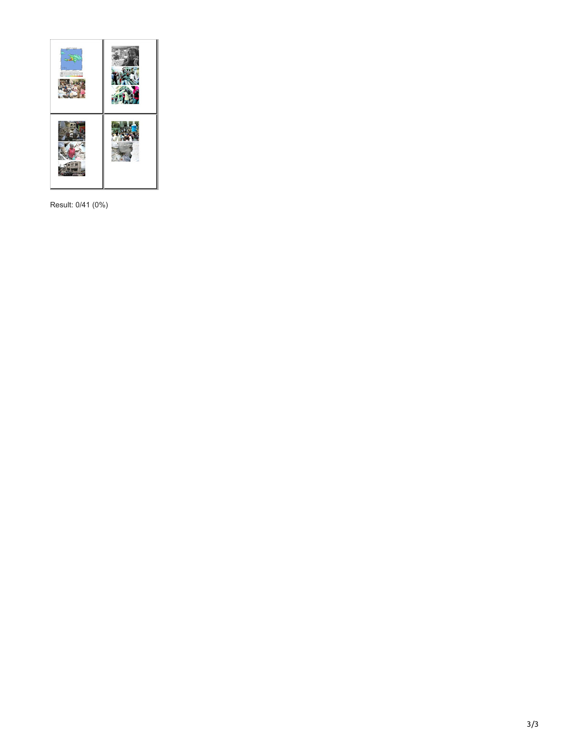Result: 0/41 (0%)